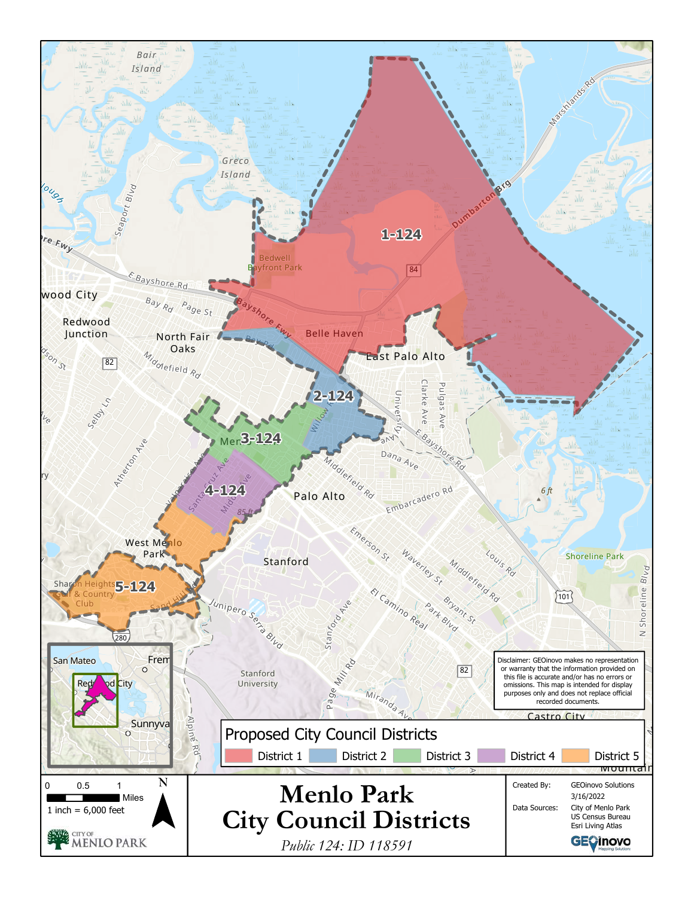# Menlo Park City Council Districts

*Public 124: ID 118591*

## Proposed City Council Districts

- District 1
- District 2
- District 3
- District 4
- District 5

1-124

2-124

3-124

4-124

5-124

Disclaimer: GEOinovo makes no representation or warranty that the information provided on this file is accurate and/or has no errors or omissions. This map is intended for display purposes only and does not replace official recorded documents.

0 0.5 1 Miles

1 inch = 6,000 feet

N

CITY OF MENLO PARK

| | |
|---|---|
| Created By: | GEOinovo Solutions |
| | 3/16/2022 |
| Data Sources: | City of Menlo Park |
| | US Census Bureau |
| | Esri Living Atlas |

GEOinovo Mapping Solutions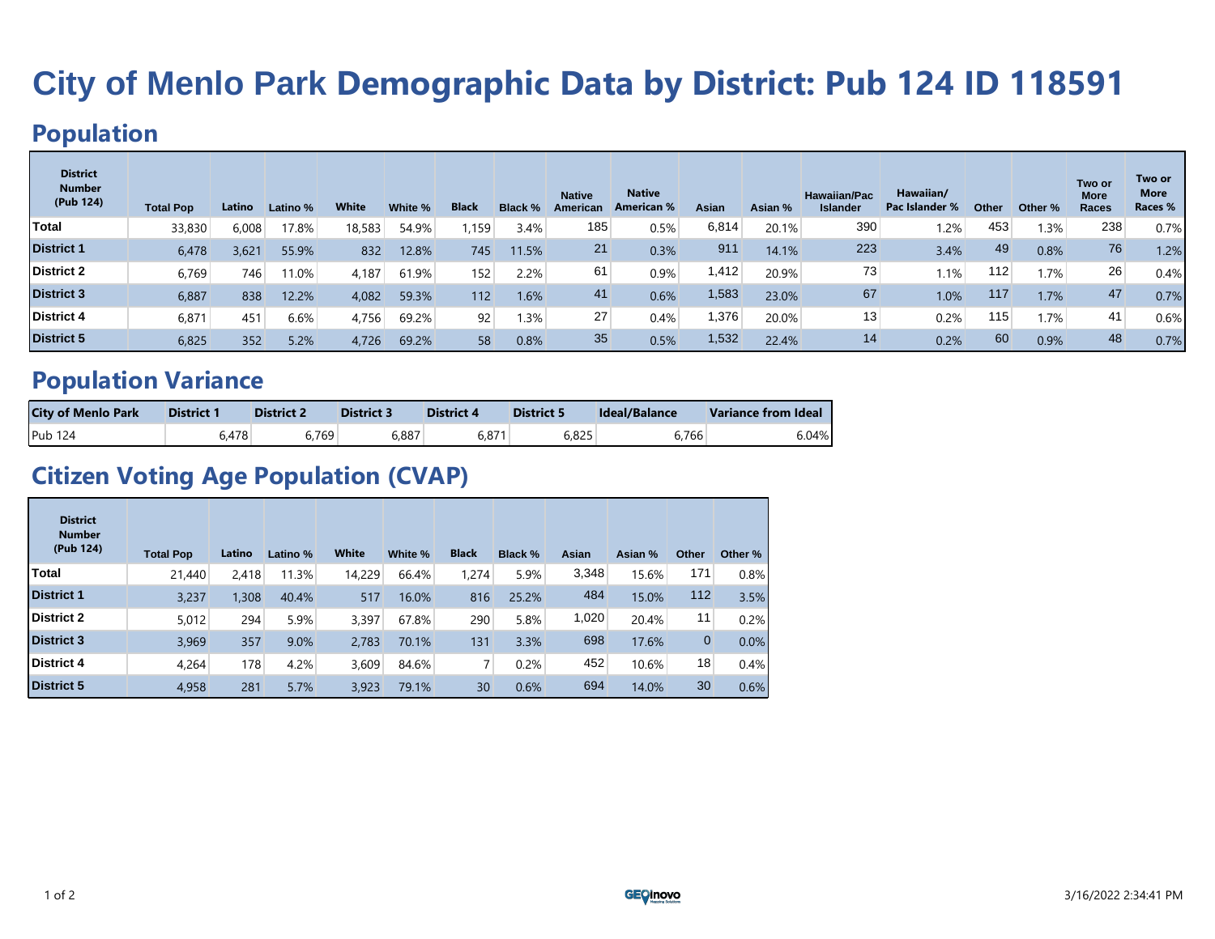# City of Menlo Park Demographic Data by District: Pub 124 ID 118591

## Population

| District Number (Pub 124) | Total Pop | Latino | Latino % | White | White % | Black | Black % | Native American | Native American % | Asian | Asian % | Hawaiian/Pac Islander | Hawaiian/ Pac Islander % | Other | Other % | Two or More Races | Two or More Races % |
|---|---|---|---|---|---|---|---|---|---|---|---|---|---|---|---|---|---|
| **Total** | 33,830 | 6,008 | 17.8% | 18,583 | 54.9% | 1,159 | 3.4% | 185 | 0.5% | 6,814 | 20.1% | 390 | 1.2% | 453 | 1.3% | 238 | 0.7% |
| **District 1** | 6,478 | 3,621 | 55.9% | 832 | 12.8% | 745 | 11.5% | 21 | 0.3% | 911 | 14.1% | 223 | 3.4% | 49 | 0.8% | 76 | 1.2% |
| **District 2** | 6,769 | 746 | 11.0% | 4,187 | 61.9% | 152 | 2.2% | 61 | 0.9% | 1,412 | 20.9% | 73 | 1.1% | 112 | 1.7% | 26 | 0.4% |
| **District 3** | 6,887 | 838 | 12.2% | 4,082 | 59.3% | 112 | 1.6% | 41 | 0.6% | 1,583 | 23.0% | 67 | 1.0% | 117 | 1.7% | 47 | 0.7% |
| **District 4** | 6,871 | 451 | 6.6% | 4,756 | 69.2% | 92 | 1.3% | 27 | 0.4% | 1,376 | 20.0% | 13 | 0.2% | 115 | 1.7% | 41 | 0.6% |
| **District 5** | 6,825 | 352 | 5.2% | 4,726 | 69.2% | 58 | 0.8% | 35 | 0.5% | 1,532 | 22.4% | 14 | 0.2% | 60 | 0.9% | 48 | 0.7% |

## Population Variance

| City of Menlo Park | District 1 | District 2 | District 3 | District 4 | District 5 | Ideal/Balance | Variance from Ideal |
|---|---|---|---|---|---|---|---|
| Pub 124 | 6,478 | 6,769 | 6,887 | 6,871 | 6,825 | 6,766 | 6.04% |

## Citizen Voting Age Population (CVAP)

| District Number (Pub 124) | Total Pop | Latino | Latino % | White | White % | Black | Black % | Asian | Asian % | Other | Other % |
|---|---|---|---|---|---|---|---|---|---|---|---|
| **Total** | 21,440 | 2,418 | 11.3% | 14,229 | 66.4% | 1,274 | 5.9% | 3,348 | 15.6% | 171 | 0.8% |
| **District 1** | 3,237 | 1,308 | 40.4% | 517 | 16.0% | 816 | 25.2% | 484 | 15.0% | 112 | 3.5% |
| **District 2** | 5,012 | 294 | 5.9% | 3,397 | 67.8% | 290 | 5.8% | 1,020 | 20.4% | 11 | 0.2% |
| **District 3** | 3,969 | 357 | 9.0% | 2,783 | 70.1% | 131 | 3.3% | 698 | 17.6% | 0 | 0.0% |
| **District 4** | 4,264 | 178 | 4.2% | 3,609 | 84.6% | 7 | 0.2% | 452 | 10.6% | 18 | 0.4% |
| **District 5** | 4,958 | 281 | 5.7% | 3,923 | 79.1% | 30 | 0.6% | 694 | 14.0% | 30 | 0.6% |

GEOinovo

3/16/2022 2:34:41 PM